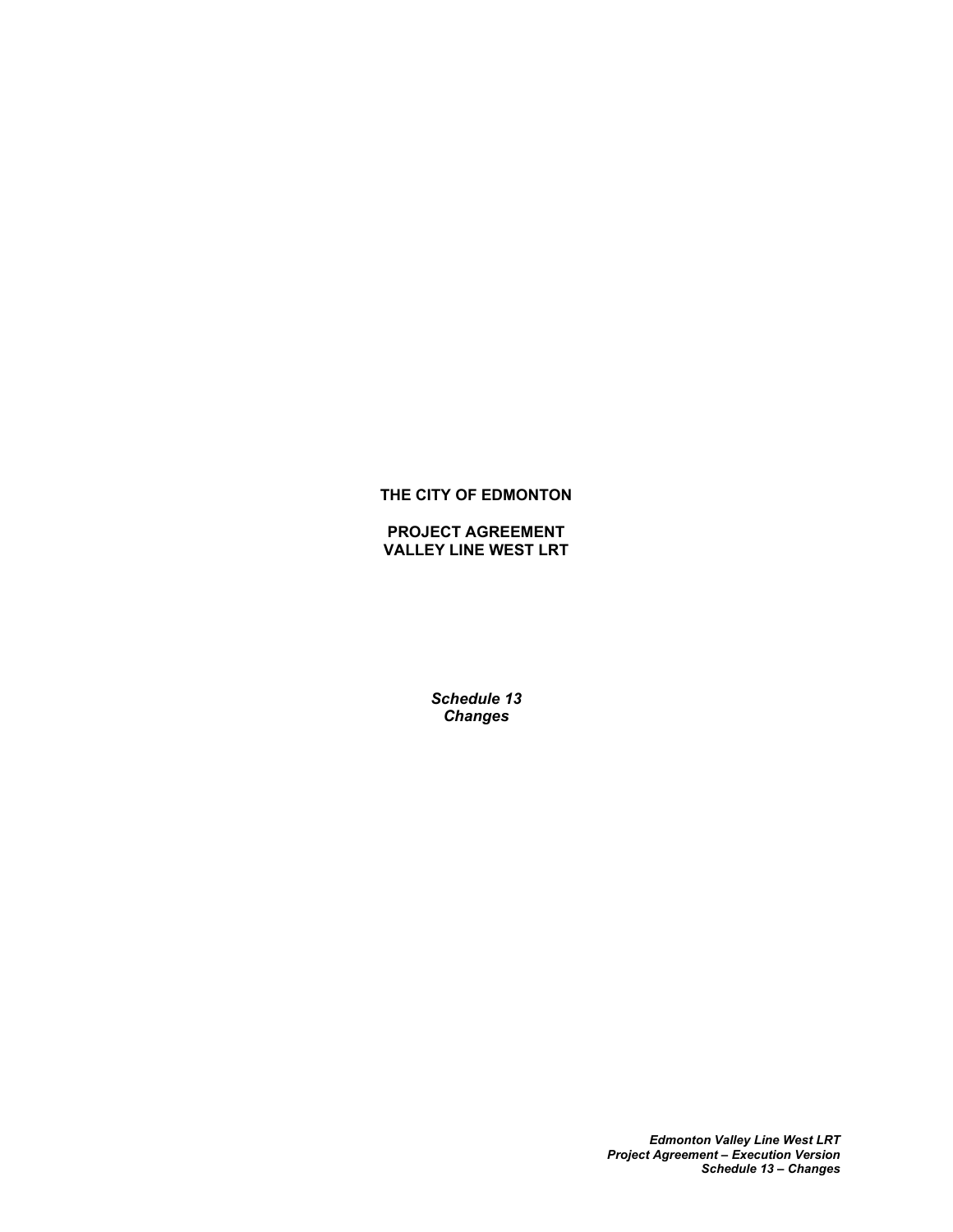**THE CITY OF EDMONTON**

**PROJECT AGREEMENT**
**VALLEY LINE WEST LRT**

***Schedule 13***
***Changes***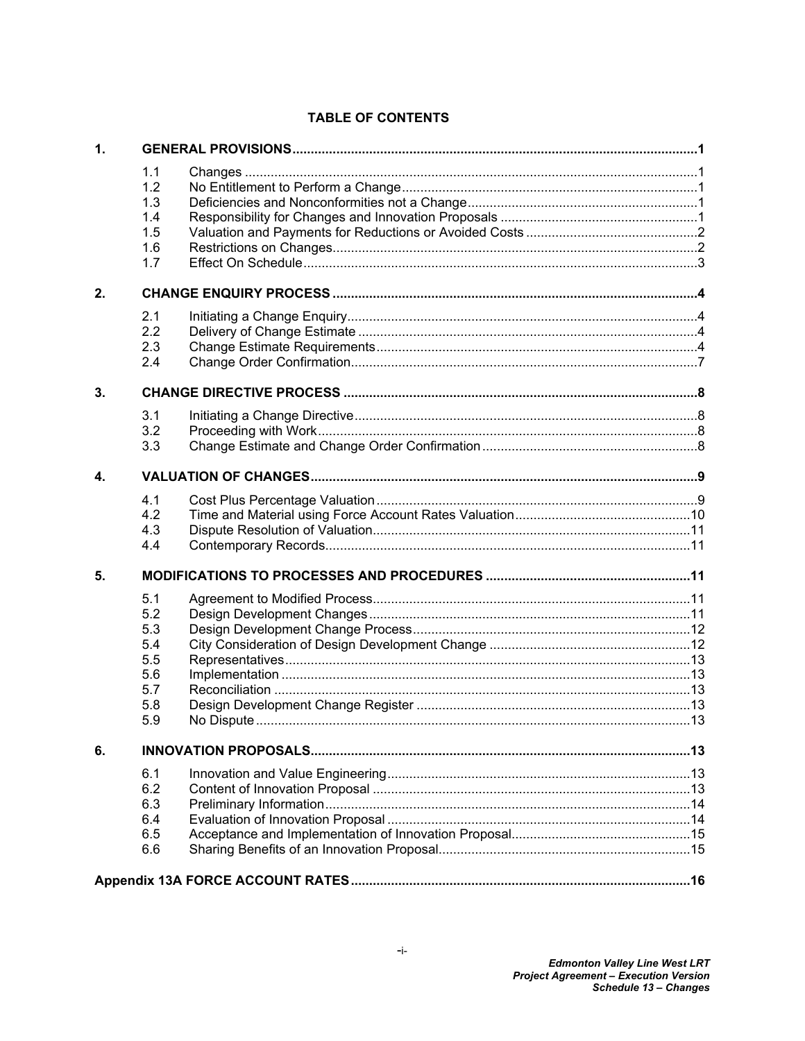## TABLE OF CONTENTS

**1. GENERAL PROVISIONS** .......... 1

- 1.1 Changes .......... 1
- 1.2 No Entitlement to Perform a Change .......... 1
- 1.3 Deficiencies and Nonconformities not a Change .......... 1
- 1.4 Responsibility for Changes and Innovation Proposals .......... 1
- 1.5 Valuation and Payments for Reductions or Avoided Costs .......... 2
- 1.6 Restrictions on Changes .......... 2
- 1.7 Effect On Schedule .......... 3

**2. CHANGE ENQUIRY PROCESS** .......... 4

- 2.1 Initiating a Change Enquiry .......... 4
- 2.2 Delivery of Change Estimate .......... 4
- 2.3 Change Estimate Requirements .......... 4
- 2.4 Change Order Confirmation .......... 7

**3. CHANGE DIRECTIVE PROCESS** .......... 8

- 3.1 Initiating a Change Directive .......... 8
- 3.2 Proceeding with Work .......... 8
- 3.3 Change Estimate and Change Order Confirmation .......... 8

**4. VALUATION OF CHANGES** .......... 9

- 4.1 Cost Plus Percentage Valuation .......... 9
- 4.2 Time and Material using Force Account Rates Valuation .......... 10
- 4.3 Dispute Resolution of Valuation .......... 11
- 4.4 Contemporary Records .......... 11

**5. MODIFICATIONS TO PROCESSES AND PROCEDURES** .......... 11

- 5.1 Agreement to Modified Process .......... 11
- 5.2 Design Development Changes .......... 11
- 5.3 Design Development Change Process .......... 12
- 5.4 City Consideration of Design Development Change .......... 12
- 5.5 Representatives .......... 13
- 5.6 Implementation .......... 13
- 5.7 Reconciliation .......... 13
- 5.8 Design Development Change Register .......... 13
- 5.9 No Dispute .......... 13

**6. INNOVATION PROPOSALS** .......... 13

- 6.1 Innovation and Value Engineering .......... 13
- 6.2 Content of Innovation Proposal .......... 13
- 6.3 Preliminary Information .......... 14
- 6.4 Evaluation of Innovation Proposal .......... 14
- 6.5 Acceptance and Implementation of Innovation Proposal .......... 15
- 6.6 Sharing Benefits of an Innovation Proposal .......... 15

**Appendix 13A FORCE ACCOUNT RATES** .......... 16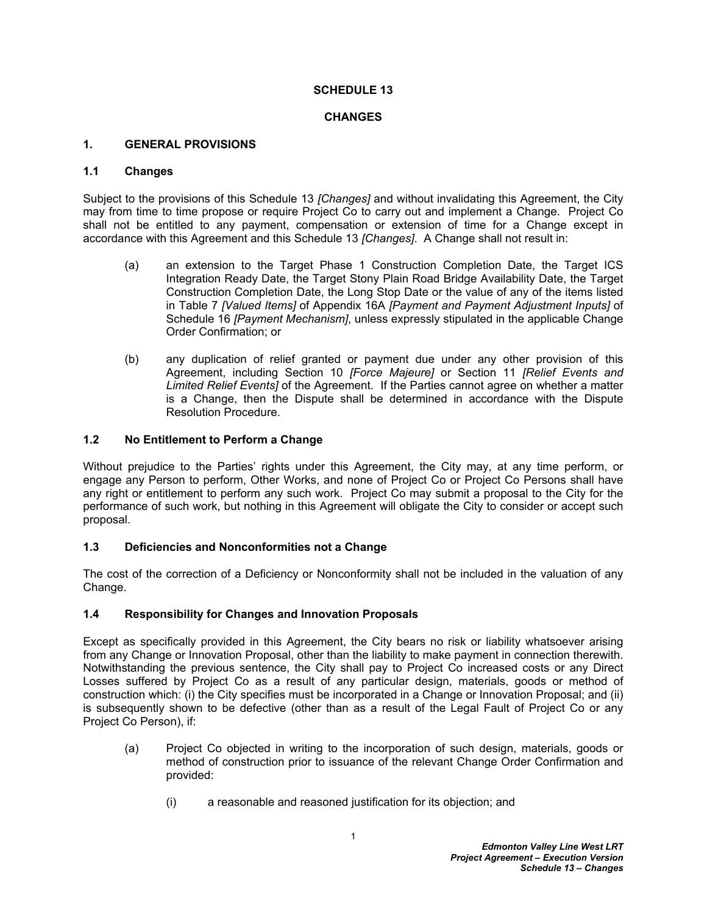# SCHEDULE 13

# CHANGES

## 1. GENERAL PROVISIONS

### 1.1 Changes

Subject to the provisions of this Schedule 13 *[Changes]* and without invalidating this Agreement, the City may from time to time propose or require Project Co to carry out and implement a Change. Project Co shall not be entitled to any payment, compensation or extension of time for a Change except in accordance with this Agreement and this Schedule 13 *[Changes]*. A Change shall not result in:

(a) an extension to the Target Phase 1 Construction Completion Date, the Target ICS Integration Ready Date, the Target Stony Plain Road Bridge Availability Date, the Target Construction Completion Date, the Long Stop Date or the value of any of the items listed in Table 7 *[Valued Items]* of Appendix 16A *[Payment and Payment Adjustment Inputs]* of Schedule 16 *[Payment Mechanism]*, unless expressly stipulated in the applicable Change Order Confirmation; or

(b) any duplication of relief granted or payment due under any other provision of this Agreement, including Section 10 *[Force Majeure]* or Section 11 *[Relief Events and Limited Relief Events]* of the Agreement. If the Parties cannot agree on whether a matter is a Change, then the Dispute shall be determined in accordance with the Dispute Resolution Procedure.

### 1.2 No Entitlement to Perform a Change

Without prejudice to the Parties' rights under this Agreement, the City may, at any time perform, or engage any Person to perform, Other Works, and none of Project Co or Project Co Persons shall have any right or entitlement to perform any such work. Project Co may submit a proposal to the City for the performance of such work, but nothing in this Agreement will obligate the City to consider or accept such proposal.

### 1.3 Deficiencies and Nonconformities not a Change

The cost of the correction of a Deficiency or Nonconformity shall not be included in the valuation of any Change.

### 1.4 Responsibility for Changes and Innovation Proposals

Except as specifically provided in this Agreement, the City bears no risk or liability whatsoever arising from any Change or Innovation Proposal, other than the liability to make payment in connection therewith. Notwithstanding the previous sentence, the City shall pay to Project Co increased costs or any Direct Losses suffered by Project Co as a result of any particular design, materials, goods or method of construction which: (i) the City specifies must be incorporated in a Change or Innovation Proposal; and (ii) is subsequently shown to be defective (other than as a result of the Legal Fault of Project Co or any Project Co Person), if:

(a) Project Co objected in writing to the incorporation of such design, materials, goods or method of construction prior to issuance of the relevant Change Order Confirmation and provided:

   (i) a reasonable and reasoned justification for its objection; and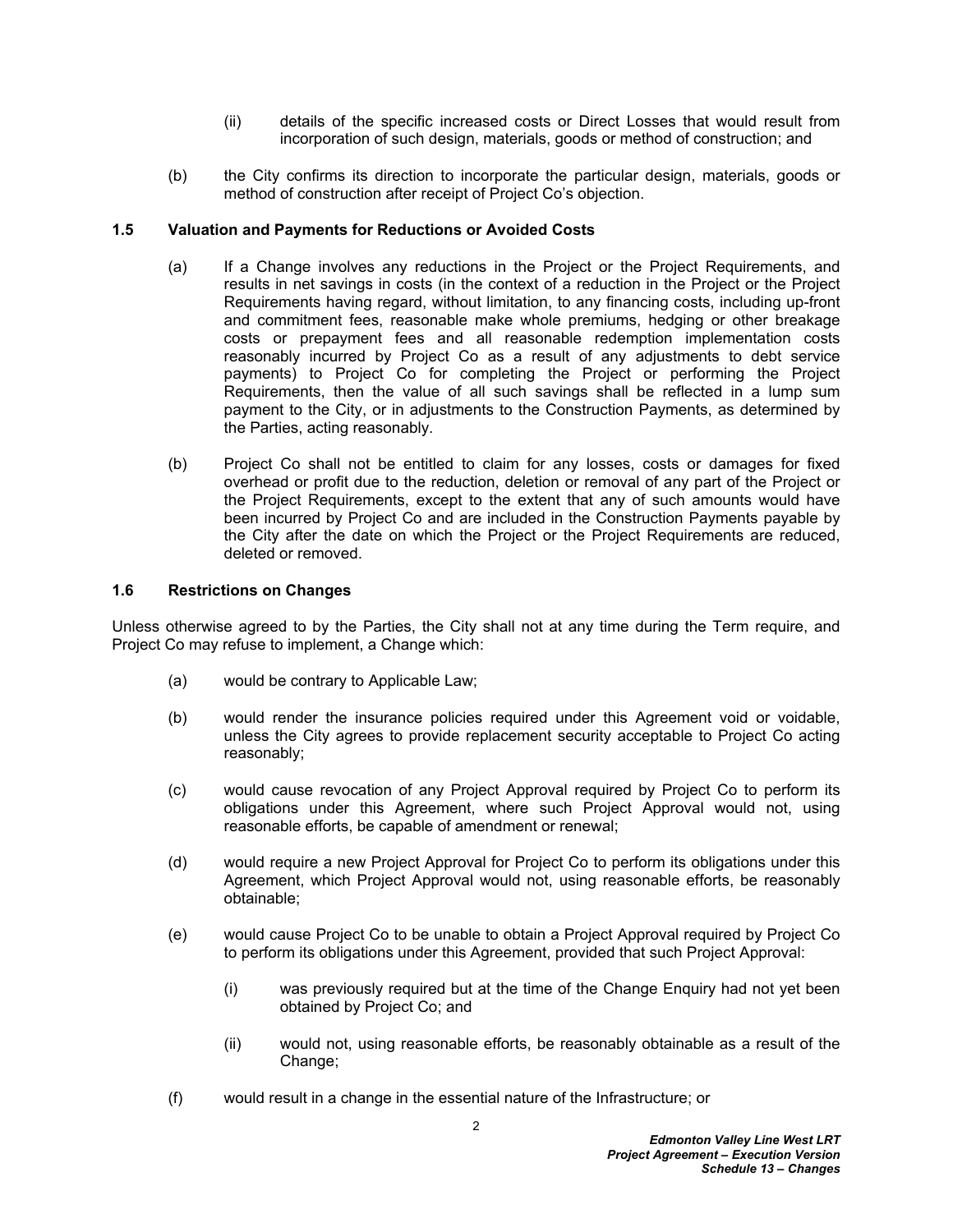(ii) details of the specific increased costs or Direct Losses that would result from incorporation of such design, materials, goods or method of construction; and

(b) the City confirms its direction to incorporate the particular design, materials, goods or method of construction after receipt of Project Co's objection.

### 1.5 Valuation and Payments for Reductions or Avoided Costs

(a) If a Change involves any reductions in the Project or the Project Requirements, and results in net savings in costs (in the context of a reduction in the Project or the Project Requirements having regard, without limitation, to any financing costs, including up-front and commitment fees, reasonable make whole premiums, hedging or other breakage costs or prepayment fees and all reasonable redemption implementation costs reasonably incurred by Project Co as a result of any adjustments to debt service payments) to Project Co for completing the Project or performing the Project Requirements, then the value of all such savings shall be reflected in a lump sum payment to the City, or in adjustments to the Construction Payments, as determined by the Parties, acting reasonably.

(b) Project Co shall not be entitled to claim for any losses, costs or damages for fixed overhead or profit due to the reduction, deletion or removal of any part of the Project or the Project Requirements, except to the extent that any of such amounts would have been incurred by Project Co and are included in the Construction Payments payable by the City after the date on which the Project or the Project Requirements are reduced, deleted or removed.

### 1.6 Restrictions on Changes

Unless otherwise agreed to by the Parties, the City shall not at any time during the Term require, and Project Co may refuse to implement, a Change which:

(a) would be contrary to Applicable Law;

(b) would render the insurance policies required under this Agreement void or voidable, unless the City agrees to provide replacement security acceptable to Project Co acting reasonably;

(c) would cause revocation of any Project Approval required by Project Co to perform its obligations under this Agreement, where such Project Approval would not, using reasonable efforts, be capable of amendment or renewal;

(d) would require a new Project Approval for Project Co to perform its obligations under this Agreement, which Project Approval would not, using reasonable efforts, be reasonably obtainable;

(e) would cause Project Co to be unable to obtain a Project Approval required by Project Co to perform its obligations under this Agreement, provided that such Project Approval:

(i) was previously required but at the time of the Change Enquiry had not yet been obtained by Project Co; and

(ii) would not, using reasonable efforts, be reasonably obtainable as a result of the Change;

(f) would result in a change in the essential nature of the Infrastructure; or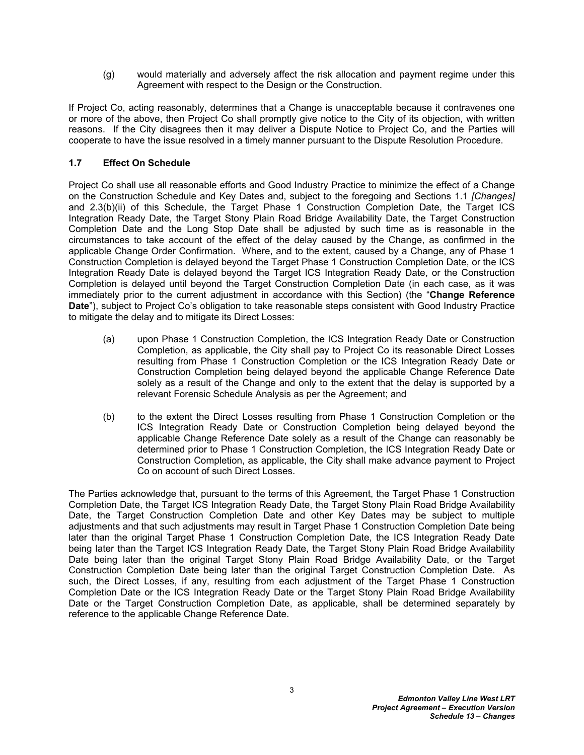(g) would materially and adversely affect the risk allocation and payment regime under this Agreement with respect to the Design or the Construction.

If Project Co, acting reasonably, determines that a Change is unacceptable because it contravenes one or more of the above, then Project Co shall promptly give notice to the City of its objection, with written reasons. If the City disagrees then it may deliver a Dispute Notice to Project Co, and the Parties will cooperate to have the issue resolved in a timely manner pursuant to the Dispute Resolution Procedure.

### 1.7 Effect On Schedule

Project Co shall use all reasonable efforts and Good Industry Practice to minimize the effect of a Change on the Construction Schedule and Key Dates and, subject to the foregoing and Sections 1.1 *[Changes]* and 2.3(b)(ii) of this Schedule, the Target Phase 1 Construction Completion Date, the Target ICS Integration Ready Date, the Target Stony Plain Road Bridge Availability Date, the Target Construction Completion Date and the Long Stop Date shall be adjusted by such time as is reasonable in the circumstances to take account of the effect of the delay caused by the Change, as confirmed in the applicable Change Order Confirmation. Where, and to the extent, caused by a Change, any of Phase 1 Construction Completion is delayed beyond the Target Phase 1 Construction Completion Date, or the ICS Integration Ready Date is delayed beyond the Target ICS Integration Ready Date, or the Construction Completion is delayed until beyond the Target Construction Completion Date (in each case, as it was immediately prior to the current adjustment in accordance with this Section) (the "**Change Reference Date**"), subject to Project Co's obligation to take reasonable steps consistent with Good Industry Practice to mitigate the delay and to mitigate its Direct Losses:

(a) upon Phase 1 Construction Completion, the ICS Integration Ready Date or Construction Completion, as applicable, the City shall pay to Project Co its reasonable Direct Losses resulting from Phase 1 Construction Completion or the ICS Integration Ready Date or Construction Completion being delayed beyond the applicable Change Reference Date solely as a result of the Change and only to the extent that the delay is supported by a relevant Forensic Schedule Analysis as per the Agreement; and

(b) to the extent the Direct Losses resulting from Phase 1 Construction Completion or the ICS Integration Ready Date or Construction Completion being delayed beyond the applicable Change Reference Date solely as a result of the Change can reasonably be determined prior to Phase 1 Construction Completion, the ICS Integration Ready Date or Construction Completion, as applicable, the City shall make advance payment to Project Co on account of such Direct Losses.

The Parties acknowledge that, pursuant to the terms of this Agreement, the Target Phase 1 Construction Completion Date, the Target ICS Integration Ready Date, the Target Stony Plain Road Bridge Availability Date, the Target Construction Completion Date and other Key Dates may be subject to multiple adjustments and that such adjustments may result in Target Phase 1 Construction Completion Date being later than the original Target Phase 1 Construction Completion Date, the ICS Integration Ready Date being later than the Target ICS Integration Ready Date, the Target Stony Plain Road Bridge Availability Date being later than the original Target Stony Plain Road Bridge Availability Date, or the Target Construction Completion Date being later than the original Target Construction Completion Date. As such, the Direct Losses, if any, resulting from each adjustment of the Target Phase 1 Construction Completion Date or the ICS Integration Ready Date or the Target Stony Plain Road Bridge Availability Date or the Target Construction Completion Date, as applicable, shall be determined separately by reference to the applicable Change Reference Date.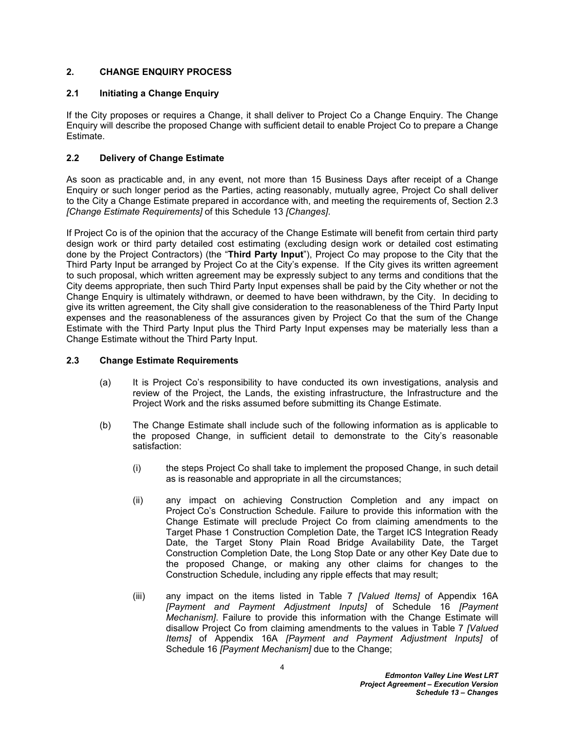## 2. CHANGE ENQUIRY PROCESS

### 2.1 Initiating a Change Enquiry

If the City proposes or requires a Change, it shall deliver to Project Co a Change Enquiry. The Change Enquiry will describe the proposed Change with sufficient detail to enable Project Co to prepare a Change Estimate.

### 2.2 Delivery of Change Estimate

As soon as practicable and, in any event, not more than 15 Business Days after receipt of a Change Enquiry or such longer period as the Parties, acting reasonably, mutually agree, Project Co shall deliver to the City a Change Estimate prepared in accordance with, and meeting the requirements of, Section 2.3 *[Change Estimate Requirements]* of this Schedule 13 *[Changes]*.

If Project Co is of the opinion that the accuracy of the Change Estimate will benefit from certain third party design work or third party detailed cost estimating (excluding design work or detailed cost estimating done by the Project Contractors) (the "**Third Party Input**"), Project Co may propose to the City that the Third Party Input be arranged by Project Co at the City's expense. If the City gives its written agreement to such proposal, which written agreement may be expressly subject to any terms and conditions that the City deems appropriate, then such Third Party Input expenses shall be paid by the City whether or not the Change Enquiry is ultimately withdrawn, or deemed to have been withdrawn, by the City. In deciding to give its written agreement, the City shall give consideration to the reasonableness of the Third Party Input expenses and the reasonableness of the assurances given by Project Co that the sum of the Change Estimate with the Third Party Input plus the Third Party Input expenses may be materially less than a Change Estimate without the Third Party Input.

### 2.3 Change Estimate Requirements

(a) It is Project Co's responsibility to have conducted its own investigations, analysis and review of the Project, the Lands, the existing infrastructure, the Infrastructure and the Project Work and the risks assumed before submitting its Change Estimate.

(b) The Change Estimate shall include such of the following information as is applicable to the proposed Change, in sufficient detail to demonstrate to the City's reasonable satisfaction:

(i) the steps Project Co shall take to implement the proposed Change, in such detail as is reasonable and appropriate in all the circumstances;

(ii) any impact on achieving Construction Completion and any impact on Project Co's Construction Schedule. Failure to provide this information with the Change Estimate will preclude Project Co from claiming amendments to the Target Phase 1 Construction Completion Date, the Target ICS Integration Ready Date, the Target Stony Plain Road Bridge Availability Date, the Target Construction Completion Date, the Long Stop Date or any other Key Date due to the proposed Change, or making any other claims for changes to the Construction Schedule, including any ripple effects that may result;

(iii) any impact on the items listed in Table 7 *[Valued Items]* of Appendix 16A *[Payment and Payment Adjustment Inputs]* of Schedule 16 *[Payment Mechanism]*. Failure to provide this information with the Change Estimate will disallow Project Co from claiming amendments to the values in Table 7 *[Valued Items]* of Appendix 16A *[Payment and Payment Adjustment Inputs]* of Schedule 16 *[Payment Mechanism]* due to the Change;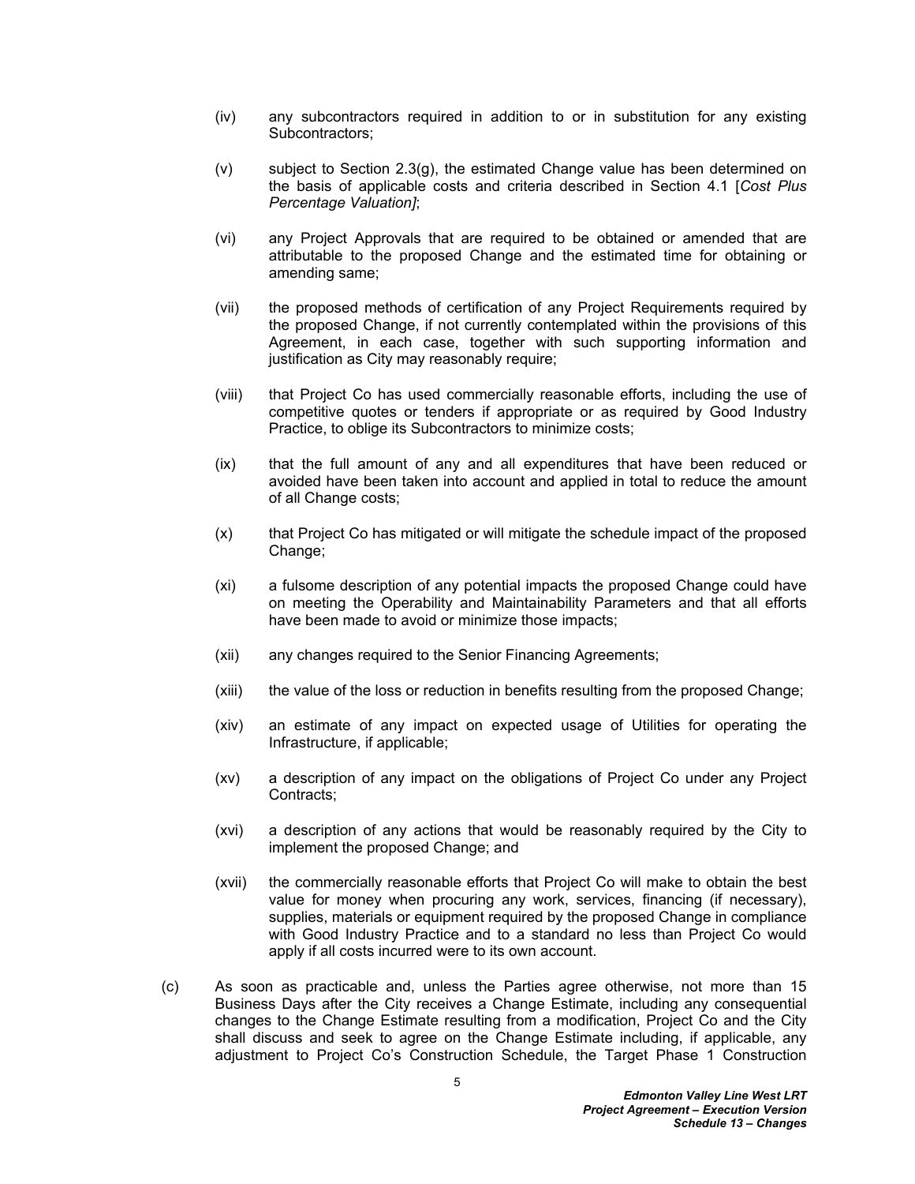(iv) any subcontractors required in addition to or in substitution for any existing Subcontractors;

(v) subject to Section 2.3(g), the estimated Change value has been determined on the basis of applicable costs and criteria described in Section 4.1 [*Cost Plus Percentage Valuation]*;

(vi) any Project Approvals that are required to be obtained or amended that are attributable to the proposed Change and the estimated time for obtaining or amending same;

(vii) the proposed methods of certification of any Project Requirements required by the proposed Change, if not currently contemplated within the provisions of this Agreement, in each case, together with such supporting information and justification as City may reasonably require;

(viii) that Project Co has used commercially reasonable efforts, including the use of competitive quotes or tenders if appropriate or as required by Good Industry Practice, to oblige its Subcontractors to minimize costs;

(ix) that the full amount of any and all expenditures that have been reduced or avoided have been taken into account and applied in total to reduce the amount of all Change costs;

(x) that Project Co has mitigated or will mitigate the schedule impact of the proposed Change;

(xi) a fulsome description of any potential impacts the proposed Change could have on meeting the Operability and Maintainability Parameters and that all efforts have been made to avoid or minimize those impacts;

(xii) any changes required to the Senior Financing Agreements;

(xiii) the value of the loss or reduction in benefits resulting from the proposed Change;

(xiv) an estimate of any impact on expected usage of Utilities for operating the Infrastructure, if applicable;

(xv) a description of any impact on the obligations of Project Co under any Project Contracts;

(xvi) a description of any actions that would be reasonably required by the City to implement the proposed Change; and

(xvii) the commercially reasonable efforts that Project Co will make to obtain the best value for money when procuring any work, services, financing (if necessary), supplies, materials or equipment required by the proposed Change in compliance with Good Industry Practice and to a standard no less than Project Co would apply if all costs incurred were to its own account.

(c) As soon as practicable and, unless the Parties agree otherwise, not more than 15 Business Days after the City receives a Change Estimate, including any consequential changes to the Change Estimate resulting from a modification, Project Co and the City shall discuss and seek to agree on the Change Estimate including, if applicable, any adjustment to Project Co's Construction Schedule, the Target Phase 1 Construction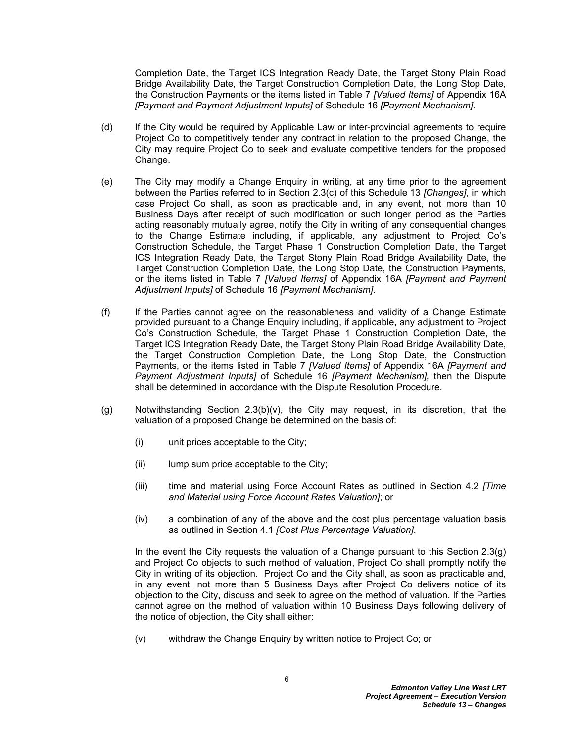Completion Date, the Target ICS Integration Ready Date, the Target Stony Plain Road Bridge Availability Date, the Target Construction Completion Date, the Long Stop Date, the Construction Payments or the items listed in Table 7 *[Valued Items]* of Appendix 16A *[Payment and Payment Adjustment Inputs]* of Schedule 16 *[Payment Mechanism]*.

(d) If the City would be required by Applicable Law or inter-provincial agreements to require Project Co to competitively tender any contract in relation to the proposed Change, the City may require Project Co to seek and evaluate competitive tenders for the proposed Change.

(e) The City may modify a Change Enquiry in writing, at any time prior to the agreement between the Parties referred to in Section 2.3(c) of this Schedule 13 *[Changes]*, in which case Project Co shall, as soon as practicable and, in any event, not more than 10 Business Days after receipt of such modification or such longer period as the Parties acting reasonably mutually agree, notify the City in writing of any consequential changes to the Change Estimate including, if applicable, any adjustment to Project Co's Construction Schedule, the Target Phase 1 Construction Completion Date, the Target ICS Integration Ready Date, the Target Stony Plain Road Bridge Availability Date, the Target Construction Completion Date, the Long Stop Date, the Construction Payments, or the items listed in Table 7 *[Valued Items]* of Appendix 16A *[Payment and Payment Adjustment Inputs]* of Schedule 16 *[Payment Mechanism]*.

(f) If the Parties cannot agree on the reasonableness and validity of a Change Estimate provided pursuant to a Change Enquiry including, if applicable, any adjustment to Project Co's Construction Schedule, the Target Phase 1 Construction Completion Date, the Target ICS Integration Ready Date, the Target Stony Plain Road Bridge Availability Date, the Target Construction Completion Date, the Long Stop Date, the Construction Payments, or the items listed in Table 7 *[Valued Items]* of Appendix 16A *[Payment and Payment Adjustment Inputs]* of Schedule 16 *[Payment Mechanism],* then the Dispute shall be determined in accordance with the Dispute Resolution Procedure.

(g) Notwithstanding Section 2.3(b)(v), the City may request, in its discretion, that the valuation of a proposed Change be determined on the basis of:

(i) unit prices acceptable to the City;

(ii) lump sum price acceptable to the City;

(iii) time and material using Force Account Rates as outlined in Section 4.2 *[Time and Material using Force Account Rates Valuation]*; or

(iv) a combination of any of the above and the cost plus percentage valuation basis as outlined in Section 4.1 *[Cost Plus Percentage Valuation]*.

In the event the City requests the valuation of a Change pursuant to this Section 2.3(g) and Project Co objects to such method of valuation, Project Co shall promptly notify the City in writing of its objection. Project Co and the City shall, as soon as practicable and, in any event, not more than 5 Business Days after Project Co delivers notice of its objection to the City, discuss and seek to agree on the method of valuation. If the Parties cannot agree on the method of valuation within 10 Business Days following delivery of the notice of objection, the City shall either:

(v) withdraw the Change Enquiry by written notice to Project Co; or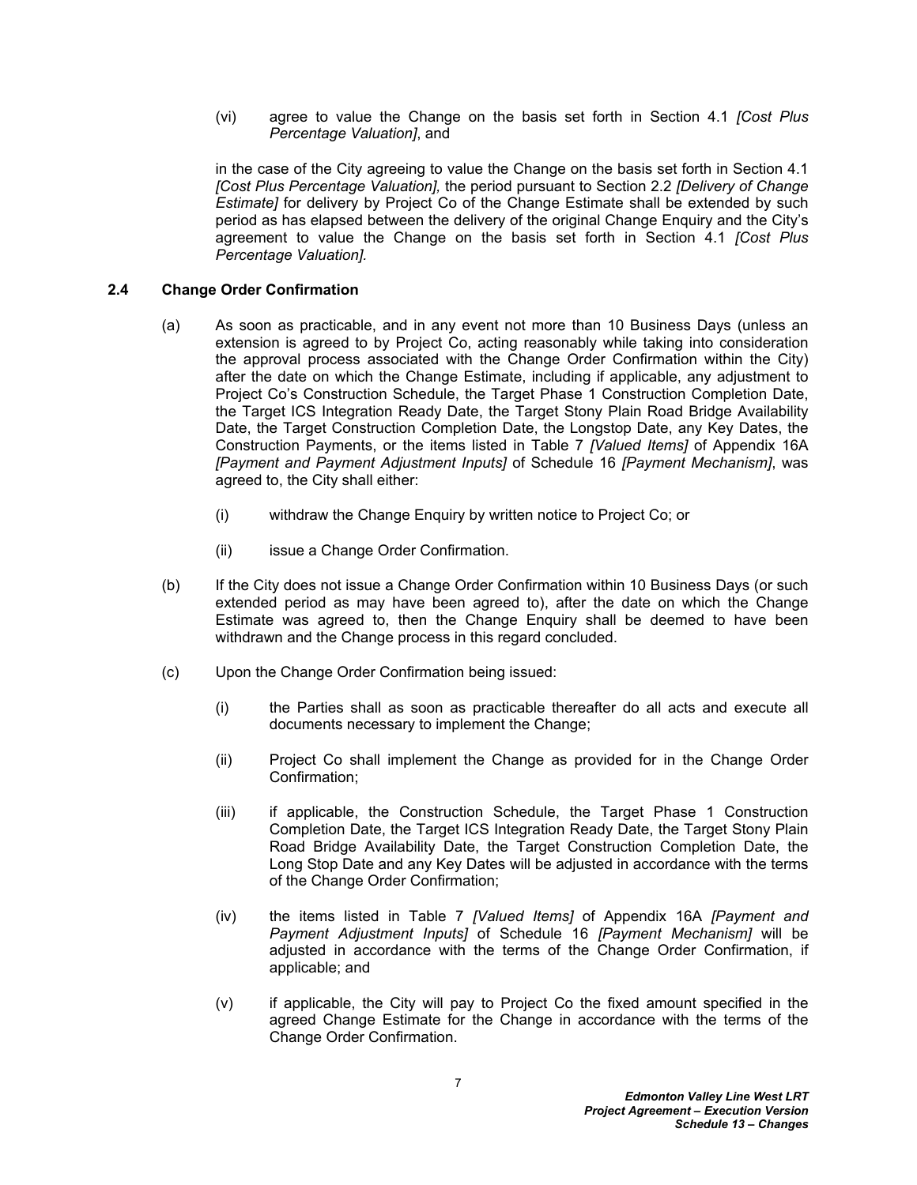(vi) agree to value the Change on the basis set forth in Section 4.1 *[Cost Plus Percentage Valuation]*, and

in the case of the City agreeing to value the Change on the basis set forth in Section 4.1 *[Cost Plus Percentage Valuation],* the period pursuant to Section 2.2 *[Delivery of Change Estimate]* for delivery by Project Co of the Change Estimate shall be extended by such period as has elapsed between the delivery of the original Change Enquiry and the City's agreement to value the Change on the basis set forth in Section 4.1 *[Cost Plus Percentage Valuation].*

### 2.4 Change Order Confirmation

(a) As soon as practicable, and in any event not more than 10 Business Days (unless an extension is agreed to by Project Co, acting reasonably while taking into consideration the approval process associated with the Change Order Confirmation within the City) after the date on which the Change Estimate, including if applicable, any adjustment to Project Co's Construction Schedule, the Target Phase 1 Construction Completion Date, the Target ICS Integration Ready Date, the Target Stony Plain Road Bridge Availability Date, the Target Construction Completion Date, the Longstop Date, any Key Dates, the Construction Payments, or the items listed in Table 7 *[Valued Items]* of Appendix 16A *[Payment and Payment Adjustment Inputs]* of Schedule 16 *[Payment Mechanism]*, was agreed to, the City shall either:

(i) withdraw the Change Enquiry by written notice to Project Co; or

(ii) issue a Change Order Confirmation.

(b) If the City does not issue a Change Order Confirmation within 10 Business Days (or such extended period as may have been agreed to), after the date on which the Change Estimate was agreed to, then the Change Enquiry shall be deemed to have been withdrawn and the Change process in this regard concluded.

(c) Upon the Change Order Confirmation being issued:

(i) the Parties shall as soon as practicable thereafter do all acts and execute all documents necessary to implement the Change;

(ii) Project Co shall implement the Change as provided for in the Change Order Confirmation;

(iii) if applicable, the Construction Schedule, the Target Phase 1 Construction Completion Date, the Target ICS Integration Ready Date, the Target Stony Plain Road Bridge Availability Date, the Target Construction Completion Date, the Long Stop Date and any Key Dates will be adjusted in accordance with the terms of the Change Order Confirmation;

(iv) the items listed in Table 7 *[Valued Items]* of Appendix 16A *[Payment and Payment Adjustment Inputs]* of Schedule 16 *[Payment Mechanism]* will be adjusted in accordance with the terms of the Change Order Confirmation, if applicable; and

(v) if applicable, the City will pay to Project Co the fixed amount specified in the agreed Change Estimate for the Change in accordance with the terms of the Change Order Confirmation.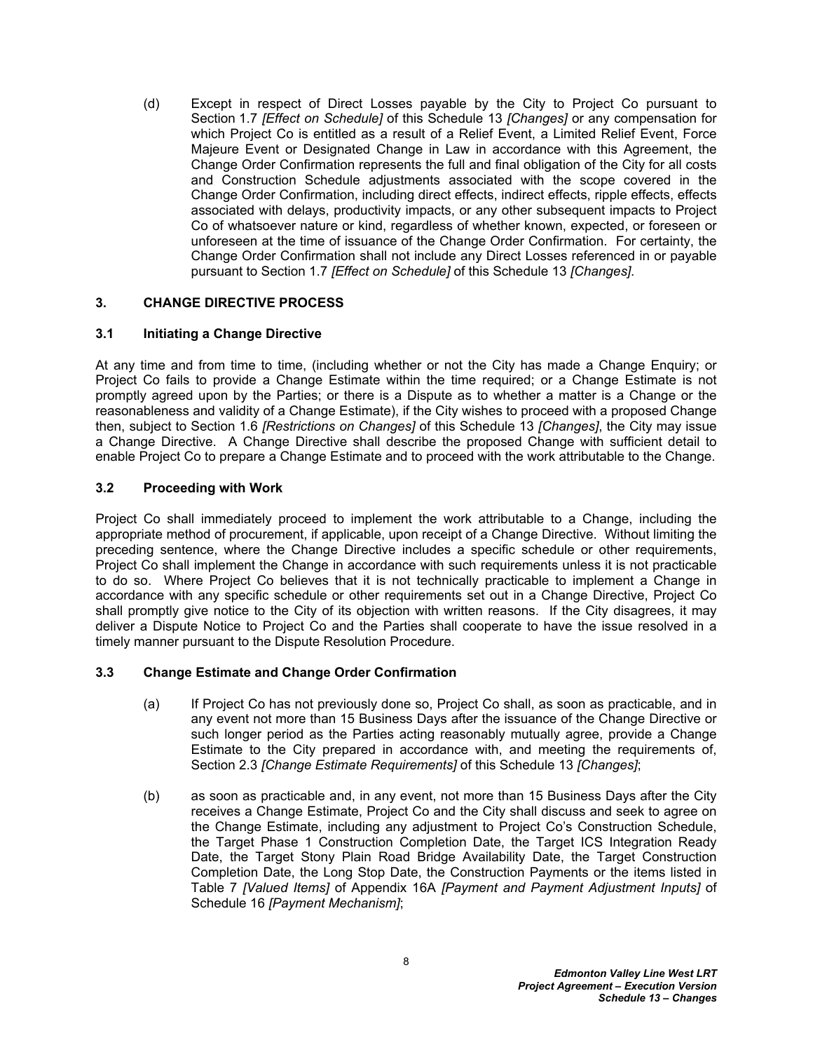(d) Except in respect of Direct Losses payable by the City to Project Co pursuant to Section 1.7 *[Effect on Schedule]* of this Schedule 13 *[Changes]* or any compensation for which Project Co is entitled as a result of a Relief Event, a Limited Relief Event, Force Majeure Event or Designated Change in Law in accordance with this Agreement, the Change Order Confirmation represents the full and final obligation of the City for all costs and Construction Schedule adjustments associated with the scope covered in the Change Order Confirmation, including direct effects, indirect effects, ripple effects, effects associated with delays, productivity impacts, or any other subsequent impacts to Project Co of whatsoever nature or kind, regardless of whether known, expected, or foreseen or unforeseen at the time of issuance of the Change Order Confirmation. For certainty, the Change Order Confirmation shall not include any Direct Losses referenced in or payable pursuant to Section 1.7 *[Effect on Schedule]* of this Schedule 13 *[Changes]*.

## 3. CHANGE DIRECTIVE PROCESS

### 3.1 Initiating a Change Directive

At any time and from time to time, (including whether or not the City has made a Change Enquiry; or Project Co fails to provide a Change Estimate within the time required; or a Change Estimate is not promptly agreed upon by the Parties; or there is a Dispute as to whether a matter is a Change or the reasonableness and validity of a Change Estimate), if the City wishes to proceed with a proposed Change then, subject to Section 1.6 *[Restrictions on Changes]* of this Schedule 13 *[Changes]*, the City may issue a Change Directive. A Change Directive shall describe the proposed Change with sufficient detail to enable Project Co to prepare a Change Estimate and to proceed with the work attributable to the Change.

### 3.2 Proceeding with Work

Project Co shall immediately proceed to implement the work attributable to a Change, including the appropriate method of procurement, if applicable, upon receipt of a Change Directive. Without limiting the preceding sentence, where the Change Directive includes a specific schedule or other requirements, Project Co shall implement the Change in accordance with such requirements unless it is not practicable to do so. Where Project Co believes that it is not technically practicable to implement a Change in accordance with any specific schedule or other requirements set out in a Change Directive, Project Co shall promptly give notice to the City of its objection with written reasons. If the City disagrees, it may deliver a Dispute Notice to Project Co and the Parties shall cooperate to have the issue resolved in a timely manner pursuant to the Dispute Resolution Procedure.

### 3.3 Change Estimate and Change Order Confirmation

(a) If Project Co has not previously done so, Project Co shall, as soon as practicable, and in any event not more than 15 Business Days after the issuance of the Change Directive or such longer period as the Parties acting reasonably mutually agree, provide a Change Estimate to the City prepared in accordance with, and meeting the requirements of, Section 2.3 *[Change Estimate Requirements]* of this Schedule 13 *[Changes]*;

(b) as soon as practicable and, in any event, not more than 15 Business Days after the City receives a Change Estimate, Project Co and the City shall discuss and seek to agree on the Change Estimate, including any adjustment to Project Co's Construction Schedule, the Target Phase 1 Construction Completion Date, the Target ICS Integration Ready Date, the Target Stony Plain Road Bridge Availability Date, the Target Construction Completion Date, the Long Stop Date, the Construction Payments or the items listed in Table 7 *[Valued Items]* of Appendix 16A *[Payment and Payment Adjustment Inputs]* of Schedule 16 *[Payment Mechanism]*;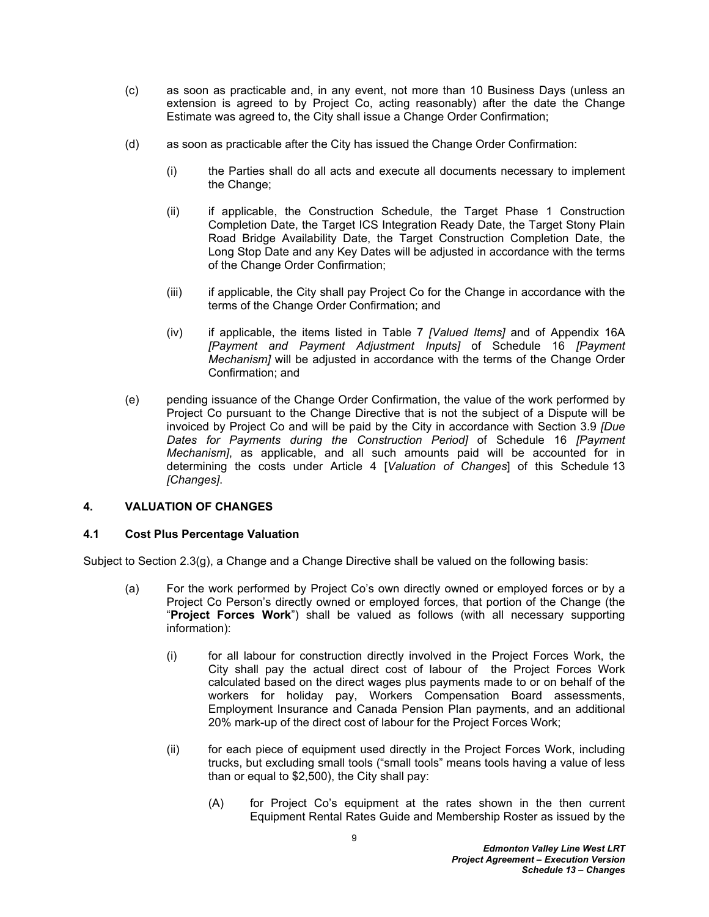(c) as soon as practicable and, in any event, not more than 10 Business Days (unless an extension is agreed to by Project Co, acting reasonably) after the date the Change Estimate was agreed to, the City shall issue a Change Order Confirmation;

(d) as soon as practicable after the City has issued the Change Order Confirmation:

  (i) the Parties shall do all acts and execute all documents necessary to implement the Change;

  (ii) if applicable, the Construction Schedule, the Target Phase 1 Construction Completion Date, the Target ICS Integration Ready Date, the Target Stony Plain Road Bridge Availability Date, the Target Construction Completion Date, the Long Stop Date and any Key Dates will be adjusted in accordance with the terms of the Change Order Confirmation;

  (iii) if applicable, the City shall pay Project Co for the Change in accordance with the terms of the Change Order Confirmation; and

  (iv) if applicable, the items listed in Table 7 *[Valued Items]* and of Appendix 16A *[Payment and Payment Adjustment Inputs]* of Schedule 16 *[Payment Mechanism]* will be adjusted in accordance with the terms of the Change Order Confirmation; and

(e) pending issuance of the Change Order Confirmation, the value of the work performed by Project Co pursuant to the Change Directive that is not the subject of a Dispute will be invoiced by Project Co and will be paid by the City in accordance with Section 3.9 *[Due Dates for Payments during the Construction Period]* of Schedule 16 *[Payment Mechanism]*, as applicable, and all such amounts paid will be accounted for in determining the costs under Article 4 [*Valuation of Changes*] of this Schedule 13 *[Changes]*.

## 4. VALUATION OF CHANGES

### 4.1 Cost Plus Percentage Valuation

Subject to Section 2.3(g), a Change and a Change Directive shall be valued on the following basis:

(a) For the work performed by Project Co's own directly owned or employed forces or by a Project Co Person's directly owned or employed forces, that portion of the Change (the "**Project Forces Work**") shall be valued as follows (with all necessary supporting information):

  (i) for all labour for construction directly involved in the Project Forces Work, the City shall pay the actual direct cost of labour of the Project Forces Work calculated based on the direct wages plus payments made to or on behalf of the workers for holiday pay, Workers Compensation Board assessments, Employment Insurance and Canada Pension Plan payments, and an additional 20% mark-up of the direct cost of labour for the Project Forces Work;

  (ii) for each piece of equipment used directly in the Project Forces Work, including trucks, but excluding small tools ("small tools" means tools having a value of less than or equal to $2,500), the City shall pay:

    (A) for Project Co's equipment at the rates shown in the then current Equipment Rental Rates Guide and Membership Roster as issued by the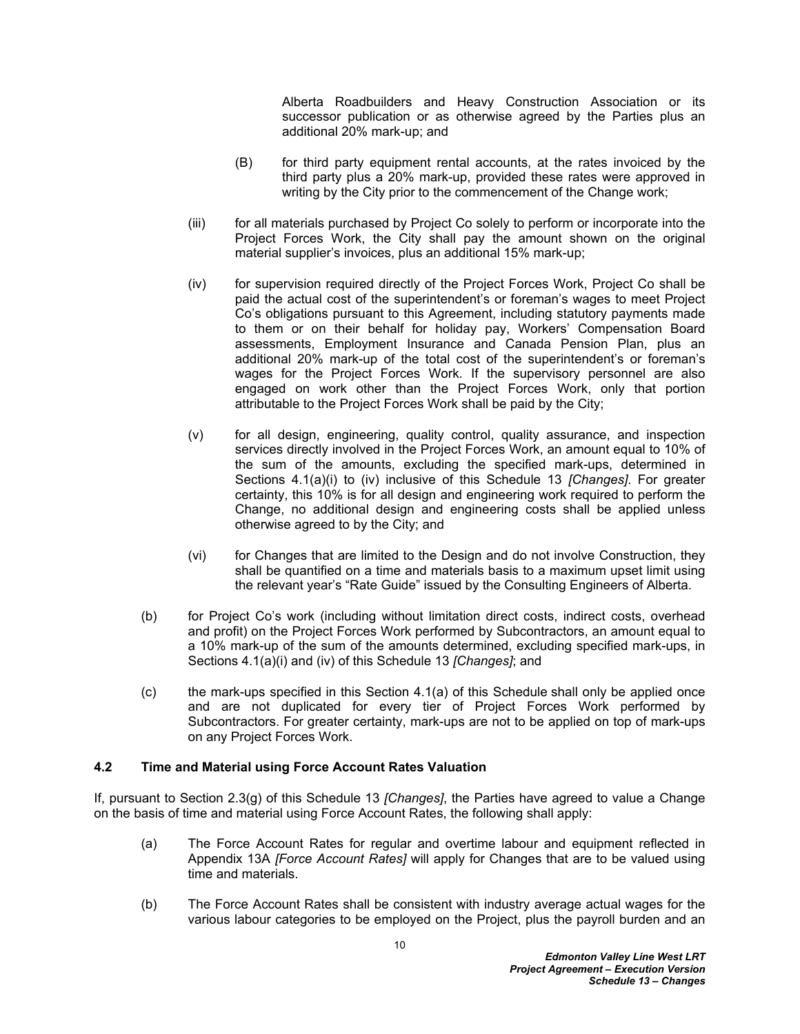Alberta Roadbuilders and Heavy Construction Association or its successor publication or as otherwise agreed by the Parties plus an additional 20% mark-up; and

(B) for third party equipment rental accounts, at the rates invoiced by the third party plus a 20% mark-up, provided these rates were approved in writing by the City prior to the commencement of the Change work;

(iii) for all materials purchased by Project Co solely to perform or incorporate into the Project Forces Work, the City shall pay the amount shown on the original material supplier's invoices, plus an additional 15% mark-up;

(iv) for supervision required directly of the Project Forces Work, Project Co shall be paid the actual cost of the superintendent's or foreman's wages to meet Project Co's obligations pursuant to this Agreement, including statutory payments made to them or on their behalf for holiday pay, Workers' Compensation Board assessments, Employment Insurance and Canada Pension Plan, plus an additional 20% mark-up of the total cost of the superintendent's or foreman's wages for the Project Forces Work. If the supervisory personnel are also engaged on work other than the Project Forces Work, only that portion attributable to the Project Forces Work shall be paid by the City;

(v) for all design, engineering, quality control, quality assurance, and inspection services directly involved in the Project Forces Work, an amount equal to 10% of the sum of the amounts, excluding the specified mark-ups, determined in Sections 4.1(a)(i) to (iv) inclusive of this Schedule 13 *[Changes]*. For greater certainty, this 10% is for all design and engineering work required to perform the Change, no additional design and engineering costs shall be applied unless otherwise agreed to by the City; and

(vi) for Changes that are limited to the Design and do not involve Construction, they shall be quantified on a time and materials basis to a maximum upset limit using the relevant year's "Rate Guide" issued by the Consulting Engineers of Alberta.

(b) for Project Co's work (including without limitation direct costs, indirect costs, overhead and profit) on the Project Forces Work performed by Subcontractors, an amount equal to a 10% mark-up of the sum of the amounts determined, excluding specified mark-ups, in Sections 4.1(a)(i) and (iv) of this Schedule 13 *[Changes]*; and

(c) the mark-ups specified in this Section 4.1(a) of this Schedule shall only be applied once and are not duplicated for every tier of Project Forces Work performed by Subcontractors. For greater certainty, mark-ups are not to be applied on top of mark-ups on any Project Forces Work.

### 4.2 Time and Material using Force Account Rates Valuation

If, pursuant to Section 2.3(g) of this Schedule 13 *[Changes]*, the Parties have agreed to value a Change on the basis of time and material using Force Account Rates, the following shall apply:

(a) The Force Account Rates for regular and overtime labour and equipment reflected in Appendix 13A *[Force Account Rates]* will apply for Changes that are to be valued using time and materials.

(b) The Force Account Rates shall be consistent with industry average actual wages for the various labour categories to be employed on the Project, plus the payroll burden and an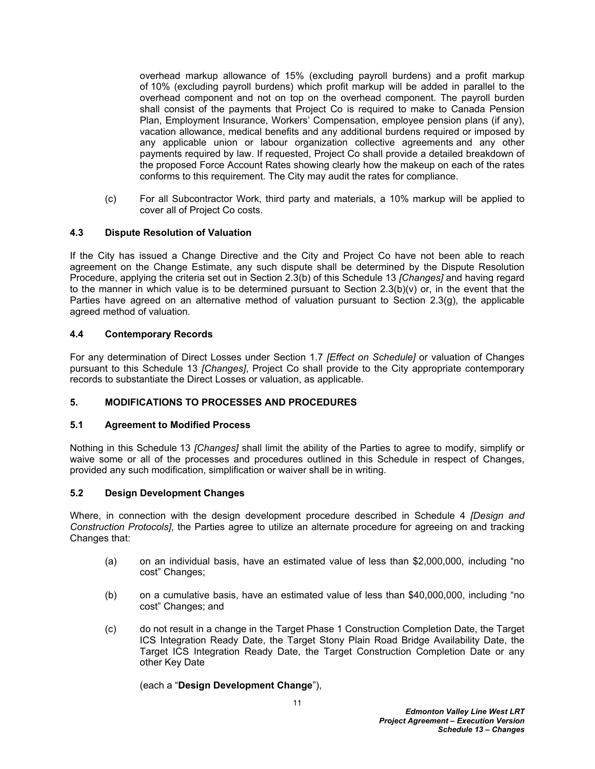overhead markup allowance of 15% (excluding payroll burdens) and a profit markup of 10% (excluding payroll burdens) which profit markup will be added in parallel to the overhead component and not on top on the overhead component. The payroll burden shall consist of the payments that Project Co is required to make to Canada Pension Plan, Employment Insurance, Workers' Compensation, employee pension plans (if any), vacation allowance, medical benefits and any additional burdens required or imposed by any applicable union or labour organization collective agreements and any other payments required by law. If requested, Project Co shall provide a detailed breakdown of the proposed Force Account Rates showing clearly how the makeup on each of the rates conforms to this requirement. The City may audit the rates for compliance.

(c) For all Subcontractor Work, third party and materials, a 10% markup will be applied to cover all of Project Co costs.

### 4.3 Dispute Resolution of Valuation

If the City has issued a Change Directive and the City and Project Co have not been able to reach agreement on the Change Estimate, any such dispute shall be determined by the Dispute Resolution Procedure, applying the criteria set out in Section 2.3(b) of this Schedule 13 *[Changes]* and having regard to the manner in which value is to be determined pursuant to Section 2.3(b)(v) or, in the event that the Parties have agreed on an alternative method of valuation pursuant to Section 2.3(g), the applicable agreed method of valuation.

### 4.4 Contemporary Records

For any determination of Direct Losses under Section 1.7 *[Effect on Schedule]* or valuation of Changes pursuant to this Schedule 13 *[Changes]*, Project Co shall provide to the City appropriate contemporary records to substantiate the Direct Losses or valuation, as applicable.

## 5. MODIFICATIONS TO PROCESSES AND PROCEDURES

### 5.1 Agreement to Modified Process

Nothing in this Schedule 13 *[Changes]* shall limit the ability of the Parties to agree to modify, simplify or waive some or all of the processes and procedures outlined in this Schedule in respect of Changes, provided any such modification, simplification or waiver shall be in writing.

### 5.2 Design Development Changes

Where, in connection with the design development procedure described in Schedule 4 *[Design and Construction Protocols]*, the Parties agree to utilize an alternate procedure for agreeing on and tracking Changes that:

(a) on an individual basis, have an estimated value of less than $2,000,000, including "no cost" Changes;

(b) on a cumulative basis, have an estimated value of less than $40,000,000, including "no cost" Changes; and

(c) do not result in a change in the Target Phase 1 Construction Completion Date, the Target ICS Integration Ready Date, the Target Stony Plain Road Bridge Availability Date, the Target ICS Integration Ready Date, the Target Construction Completion Date or any other Key Date

(each a "**Design Development Change**"),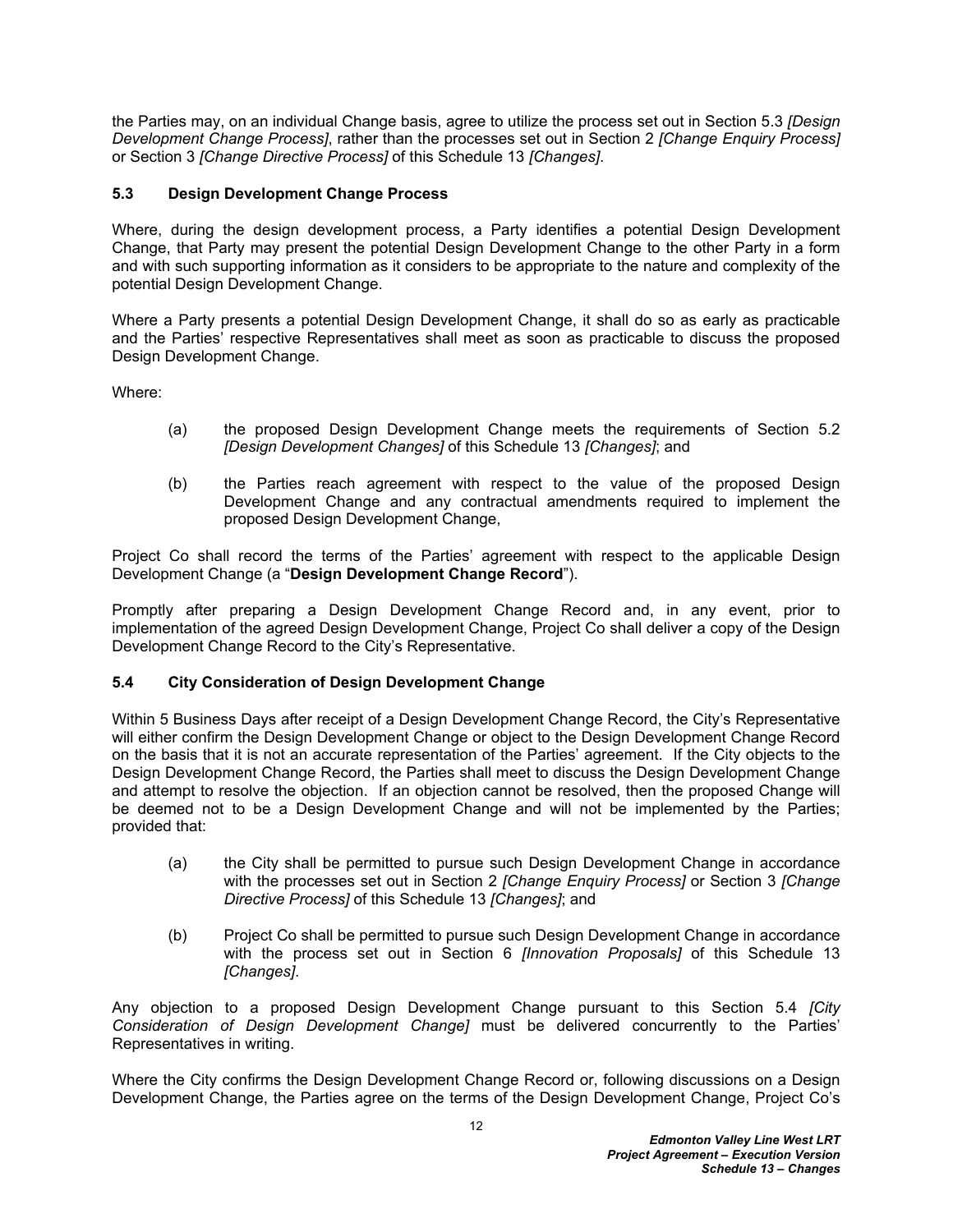the Parties may, on an individual Change basis, agree to utilize the process set out in Section 5.3 *[Design Development Change Process]*, rather than the processes set out in Section 2 *[Change Enquiry Process]* or Section 3 *[Change Directive Process]* of this Schedule 13 *[Changes]*.

### 5.3 Design Development Change Process

Where, during the design development process, a Party identifies a potential Design Development Change, that Party may present the potential Design Development Change to the other Party in a form and with such supporting information as it considers to be appropriate to the nature and complexity of the potential Design Development Change.

Where a Party presents a potential Design Development Change, it shall do so as early as practicable and the Parties' respective Representatives shall meet as soon as practicable to discuss the proposed Design Development Change.

Where:

(a) the proposed Design Development Change meets the requirements of Section 5.2 *[Design Development Changes]* of this Schedule 13 *[Changes]*; and

(b) the Parties reach agreement with respect to the value of the proposed Design Development Change and any contractual amendments required to implement the proposed Design Development Change,

Project Co shall record the terms of the Parties' agreement with respect to the applicable Design Development Change (a "**Design Development Change Record**").

Promptly after preparing a Design Development Change Record and, in any event, prior to implementation of the agreed Design Development Change, Project Co shall deliver a copy of the Design Development Change Record to the City's Representative.

### 5.4 City Consideration of Design Development Change

Within 5 Business Days after receipt of a Design Development Change Record, the City's Representative will either confirm the Design Development Change or object to the Design Development Change Record on the basis that it is not an accurate representation of the Parties' agreement. If the City objects to the Design Development Change Record, the Parties shall meet to discuss the Design Development Change and attempt to resolve the objection. If an objection cannot be resolved, then the proposed Change will be deemed not to be a Design Development Change and will not be implemented by the Parties; provided that:

(a) the City shall be permitted to pursue such Design Development Change in accordance with the processes set out in Section 2 *[Change Enquiry Process]* or Section 3 *[Change Directive Process]* of this Schedule 13 *[Changes]*; and

(b) Project Co shall be permitted to pursue such Design Development Change in accordance with the process set out in Section 6 *[Innovation Proposals]* of this Schedule 13 *[Changes]*.

Any objection to a proposed Design Development Change pursuant to this Section 5.4 *[City Consideration of Design Development Change]* must be delivered concurrently to the Parties' Representatives in writing.

Where the City confirms the Design Development Change Record or, following discussions on a Design Development Change, the Parties agree on the terms of the Design Development Change, Project Co's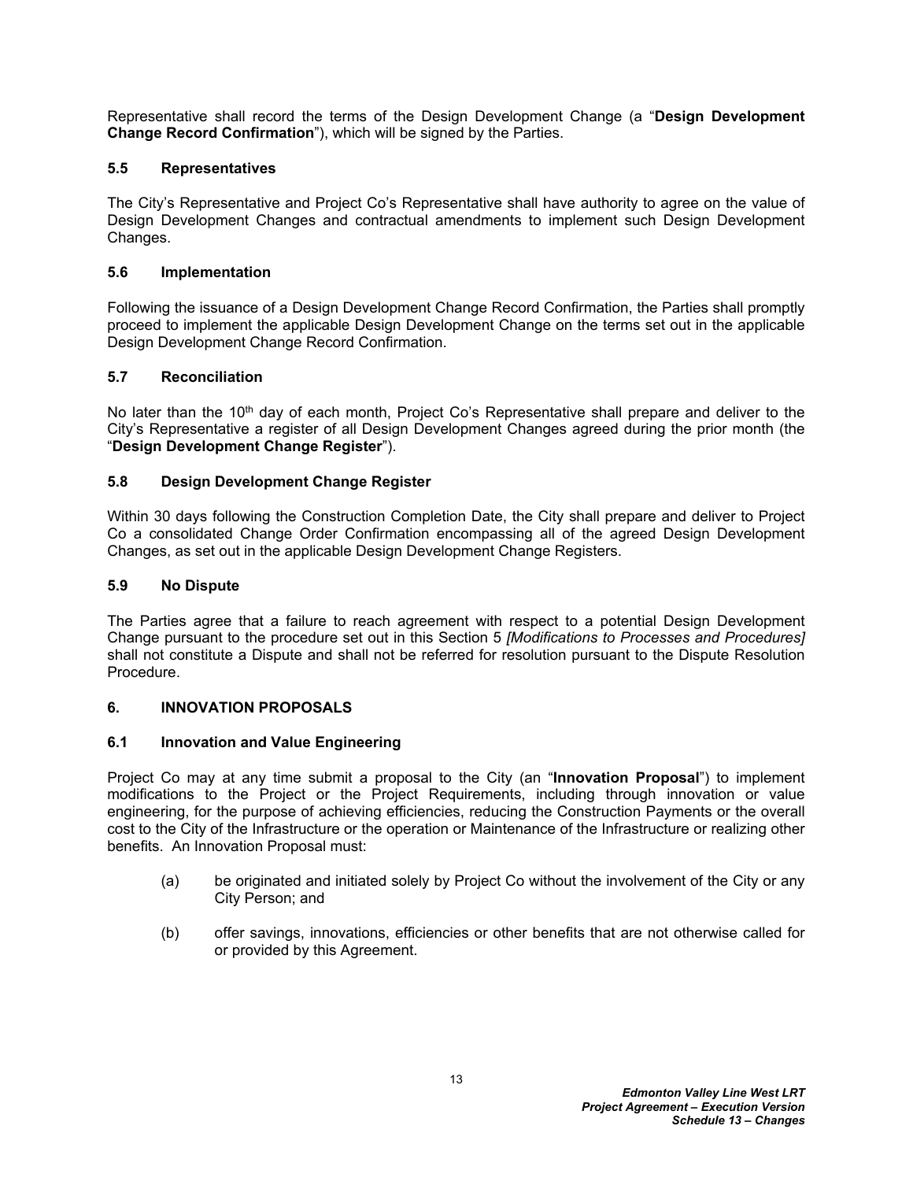Representative shall record the terms of the Design Development Change (a "**Design Development Change Record Confirmation**"), which will be signed by the Parties.

### 5.5 Representatives

The City's Representative and Project Co's Representative shall have authority to agree on the value of Design Development Changes and contractual amendments to implement such Design Development Changes.

### 5.6 Implementation

Following the issuance of a Design Development Change Record Confirmation, the Parties shall promptly proceed to implement the applicable Design Development Change on the terms set out in the applicable Design Development Change Record Confirmation.

### 5.7 Reconciliation

No later than the 10th day of each month, Project Co's Representative shall prepare and deliver to the City's Representative a register of all Design Development Changes agreed during the prior month (the "**Design Development Change Register**").

### 5.8 Design Development Change Register

Within 30 days following the Construction Completion Date, the City shall prepare and deliver to Project Co a consolidated Change Order Confirmation encompassing all of the agreed Design Development Changes, as set out in the applicable Design Development Change Registers.

### 5.9 No Dispute

The Parties agree that a failure to reach agreement with respect to a potential Design Development Change pursuant to the procedure set out in this Section 5 *[Modifications to Processes and Procedures]* shall not constitute a Dispute and shall not be referred for resolution pursuant to the Dispute Resolution Procedure.

## 6. INNOVATION PROPOSALS

### 6.1 Innovation and Value Engineering

Project Co may at any time submit a proposal to the City (an "**Innovation Proposal**") to implement modifications to the Project or the Project Requirements, including through innovation or value engineering, for the purpose of achieving efficiencies, reducing the Construction Payments or the overall cost to the City of the Infrastructure or the operation or Maintenance of the Infrastructure or realizing other benefits. An Innovation Proposal must:

(a) be originated and initiated solely by Project Co without the involvement of the City or any City Person; and

(b) offer savings, innovations, efficiencies or other benefits that are not otherwise called for or provided by this Agreement.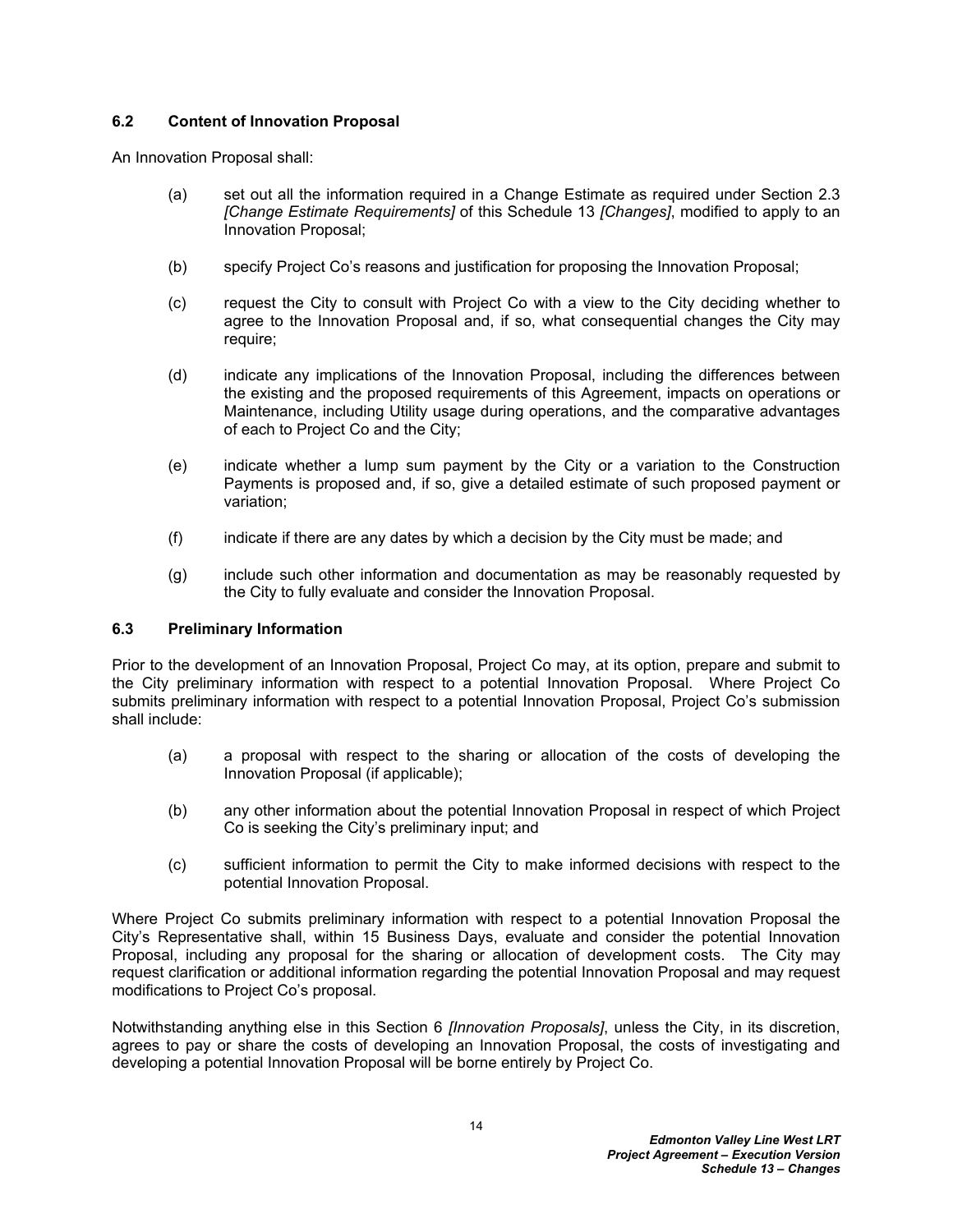### 6.2 Content of Innovation Proposal

An Innovation Proposal shall:

(a) set out all the information required in a Change Estimate as required under Section 2.3 *[Change Estimate Requirements]* of this Schedule 13 *[Changes]*, modified to apply to an Innovation Proposal;

(b) specify Project Co's reasons and justification for proposing the Innovation Proposal;

(c) request the City to consult with Project Co with a view to the City deciding whether to agree to the Innovation Proposal and, if so, what consequential changes the City may require;

(d) indicate any implications of the Innovation Proposal, including the differences between the existing and the proposed requirements of this Agreement, impacts on operations or Maintenance, including Utility usage during operations, and the comparative advantages of each to Project Co and the City;

(e) indicate whether a lump sum payment by the City or a variation to the Construction Payments is proposed and, if so, give a detailed estimate of such proposed payment or variation;

(f) indicate if there are any dates by which a decision by the City must be made; and

(g) include such other information and documentation as may be reasonably requested by the City to fully evaluate and consider the Innovation Proposal.

### 6.3 Preliminary Information

Prior to the development of an Innovation Proposal, Project Co may, at its option, prepare and submit to the City preliminary information with respect to a potential Innovation Proposal. Where Project Co submits preliminary information with respect to a potential Innovation Proposal, Project Co's submission shall include:

(a) a proposal with respect to the sharing or allocation of the costs of developing the Innovation Proposal (if applicable);

(b) any other information about the potential Innovation Proposal in respect of which Project Co is seeking the City's preliminary input; and

(c) sufficient information to permit the City to make informed decisions with respect to the potential Innovation Proposal.

Where Project Co submits preliminary information with respect to a potential Innovation Proposal the City's Representative shall, within 15 Business Days, evaluate and consider the potential Innovation Proposal, including any proposal for the sharing or allocation of development costs. The City may request clarification or additional information regarding the potential Innovation Proposal and may request modifications to Project Co's proposal.

Notwithstanding anything else in this Section 6 *[Innovation Proposals]*, unless the City, in its discretion, agrees to pay or share the costs of developing an Innovation Proposal, the costs of investigating and developing a potential Innovation Proposal will be borne entirely by Project Co.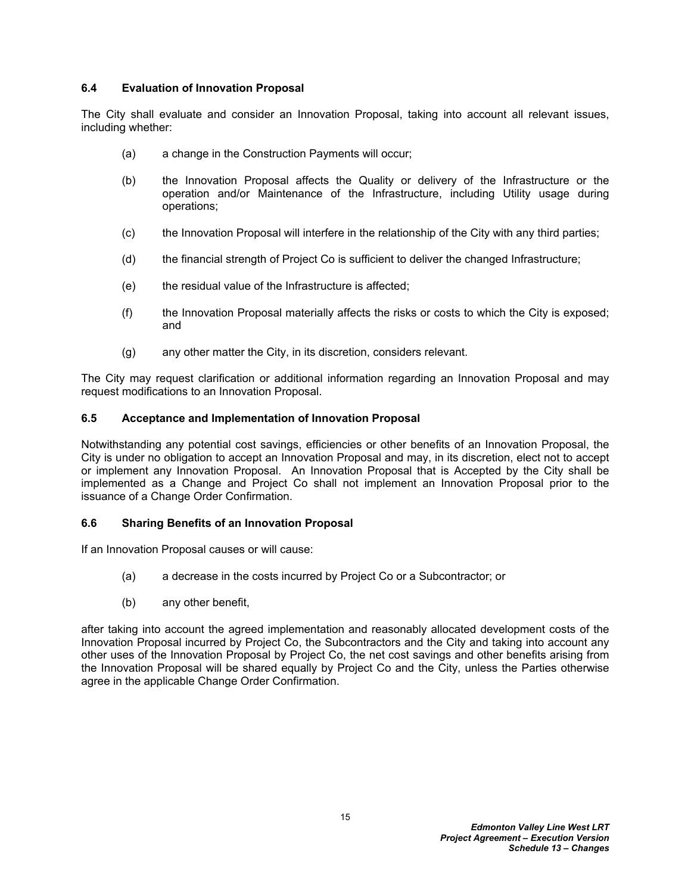### 6.4 Evaluation of Innovation Proposal

The City shall evaluate and consider an Innovation Proposal, taking into account all relevant issues, including whether:

(a) a change in the Construction Payments will occur;

(b) the Innovation Proposal affects the Quality or delivery of the Infrastructure or the operation and/or Maintenance of the Infrastructure, including Utility usage during operations;

(c) the Innovation Proposal will interfere in the relationship of the City with any third parties;

(d) the financial strength of Project Co is sufficient to deliver the changed Infrastructure;

(e) the residual value of the Infrastructure is affected;

(f) the Innovation Proposal materially affects the risks or costs to which the City is exposed; and

(g) any other matter the City, in its discretion, considers relevant.

The City may request clarification or additional information regarding an Innovation Proposal and may request modifications to an Innovation Proposal.

### 6.5 Acceptance and Implementation of Innovation Proposal

Notwithstanding any potential cost savings, efficiencies or other benefits of an Innovation Proposal, the City is under no obligation to accept an Innovation Proposal and may, in its discretion, elect not to accept or implement any Innovation Proposal. An Innovation Proposal that is Accepted by the City shall be implemented as a Change and Project Co shall not implement an Innovation Proposal prior to the issuance of a Change Order Confirmation.

### 6.6 Sharing Benefits of an Innovation Proposal

If an Innovation Proposal causes or will cause:

(a) a decrease in the costs incurred by Project Co or a Subcontractor; or

(b) any other benefit,

after taking into account the agreed implementation and reasonably allocated development costs of the Innovation Proposal incurred by Project Co, the Subcontractors and the City and taking into account any other uses of the Innovation Proposal by Project Co, the net cost savings and other benefits arising from the Innovation Proposal will be shared equally by Project Co and the City, unless the Parties otherwise agree in the applicable Change Order Confirmation.